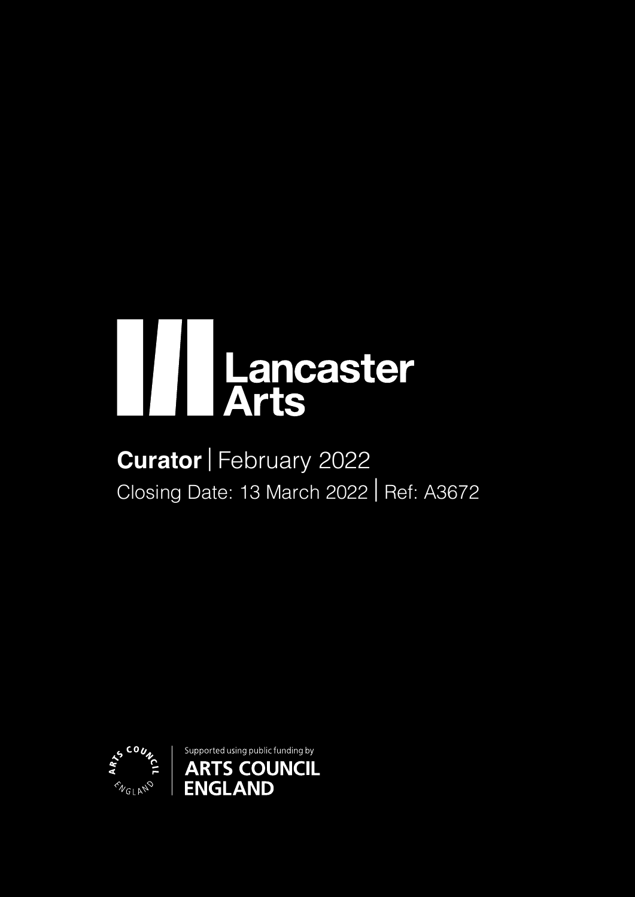# Lancaster Arts

**Curator** | February 2022

Closing Date: 13 March 2022 | Ref: A3672

Supported using public funding by
ARTS COUNCIL ENGLAND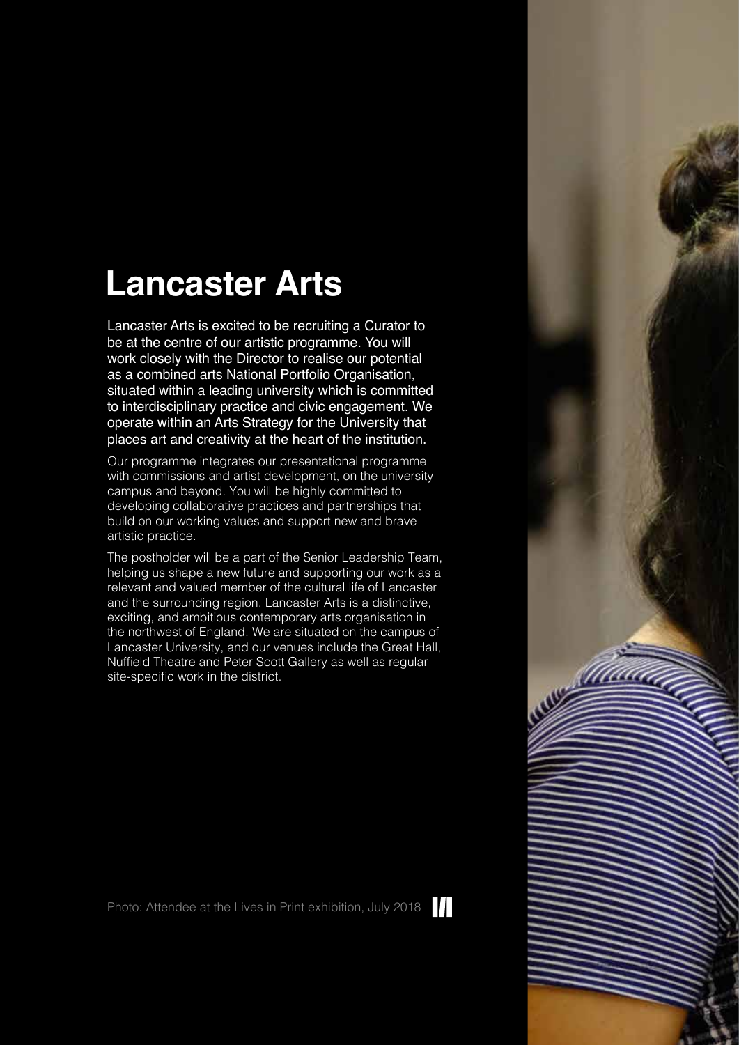# Lancaster Arts

Lancaster Arts is excited to be recruiting a Curator to be at the centre of our artistic programme. You will work closely with the Director to realise our potential as a combined arts National Portfolio Organisation, situated within a leading university which is committed to interdisciplinary practice and civic engagement. We operate within an Arts Strategy for the University that places art and creativity at the heart of the institution.

Our programme integrates our presentational programme with commissions and artist development, on the university campus and beyond. You will be highly committed to developing collaborative practices and partnerships that build on our working values and support new and brave artistic practice.

The postholder will be a part of the Senior Leadership Team, helping us shape a new future and supporting our work as a relevant and valued member of the cultural life of Lancaster and the surrounding region. Lancaster Arts is a distinctive, exciting, and ambitious contemporary arts organisation in the northwest of England. We are situated on the campus of Lancaster University, and our venues include the Great Hall, Nuffield Theatre and Peter Scott Gallery as well as regular site-specific work in the district.

Photo: Attendee at the Lives in Print exhibition, July 2018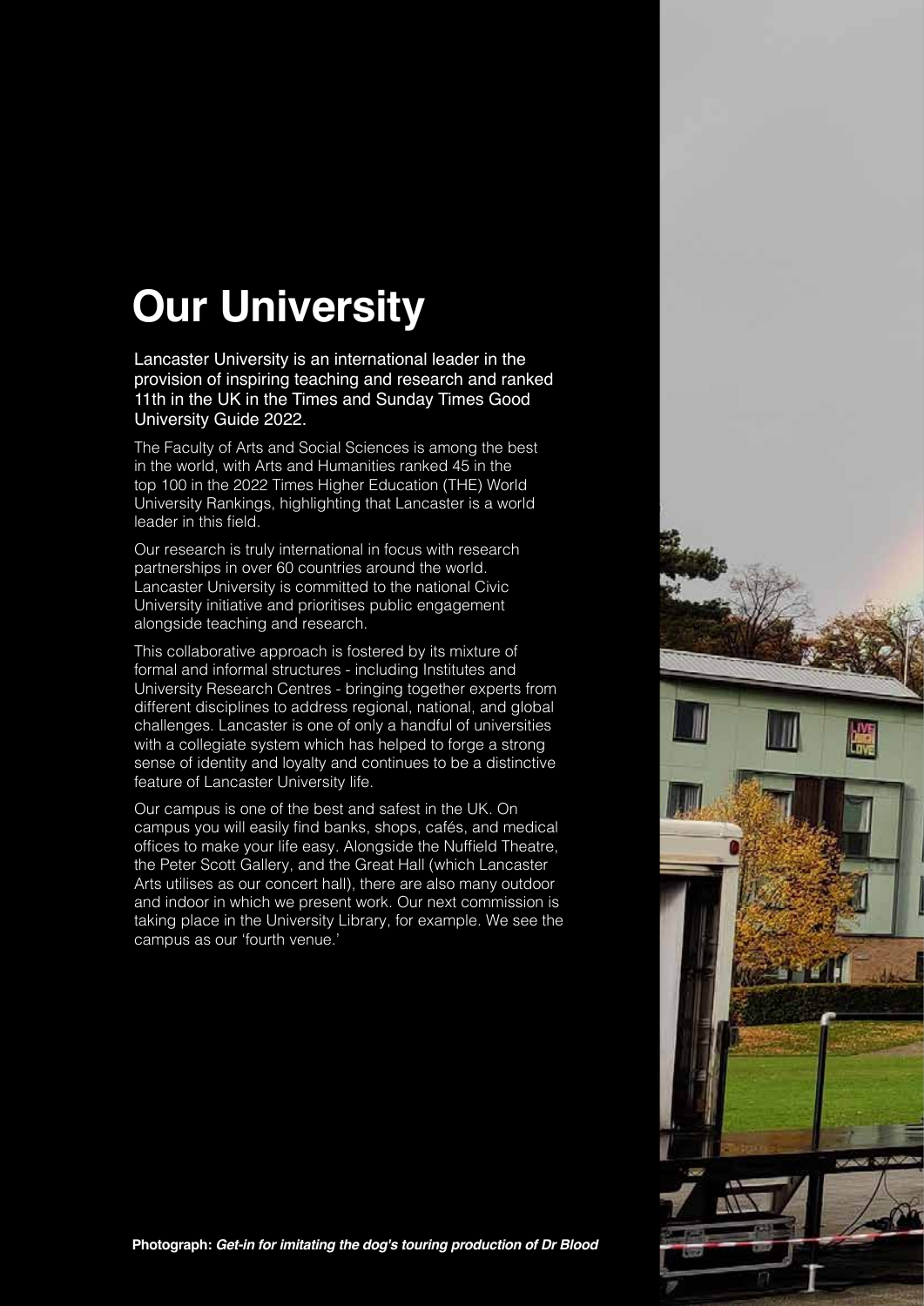# Our University

Lancaster University is an international leader in the provision of inspiring teaching and research and ranked 11th in the UK in the Times and Sunday Times Good University Guide 2022.

The Faculty of Arts and Social Sciences is among the best in the world, with Arts and Humanities ranked 45 in the top 100 in the 2022 Times Higher Education (THE) World University Rankings, highlighting that Lancaster is a world leader in this field.

Our research is truly international in focus with research partnerships in over 60 countries around the world. Lancaster University is committed to the national Civic University initiative and prioritises public engagement alongside teaching and research.

This collaborative approach is fostered by its mixture of formal and informal structures - including Institutes and University Research Centres - bringing together experts from different disciplines to address regional, national, and global challenges. Lancaster is one of only a handful of universities with a collegiate system which has helped to forge a strong sense of identity and loyalty and continues to be a distinctive feature of Lancaster University life.

Our campus is one of the best and safest in the UK. On campus you will easily find banks, shops, cafés, and medical offices to make your life easy. Alongside the Nuffield Theatre, the Peter Scott Gallery, and the Great Hall (which Lancaster Arts utilises as our concert hall), there are also many outdoor and indoor in which we present work. Our next commission is taking place in the University Library, for example. We see the campus as our 'fourth venue.'

**Photograph:** ***Get-in for imitating the dog's touring production of Dr Blood***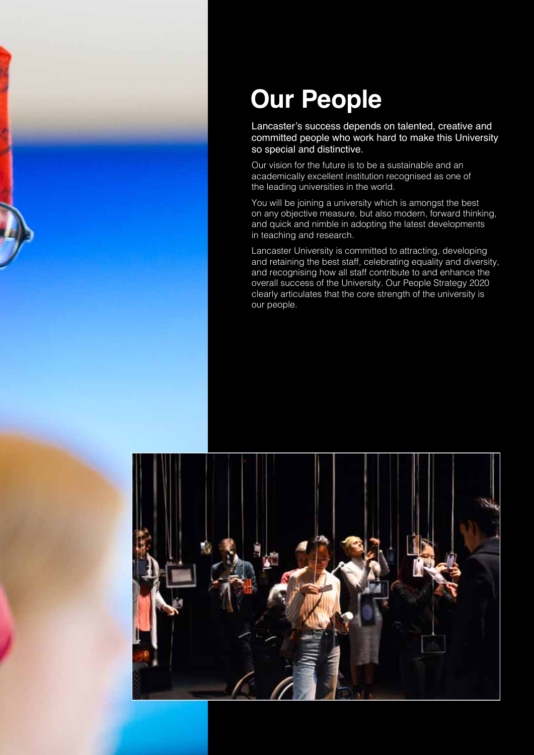# Our People

Lancaster's success depends on talented, creative and committed people who work hard to make this University so special and distinctive.

Our vision for the future is to be a sustainable and an academically excellent institution recognised as one of the leading universities in the world.

You will be joining a university which is amongst the best on any objective measure, but also modern, forward thinking, and quick and nimble in adopting the latest developments in teaching and research.

Lancaster University is committed to attracting, developing and retaining the best staff, celebrating equality and diversity, and recognising how all staff contribute to and enhance the overall success of the University. Our People Strategy 2020 clearly articulates that the core strength of the university is our people.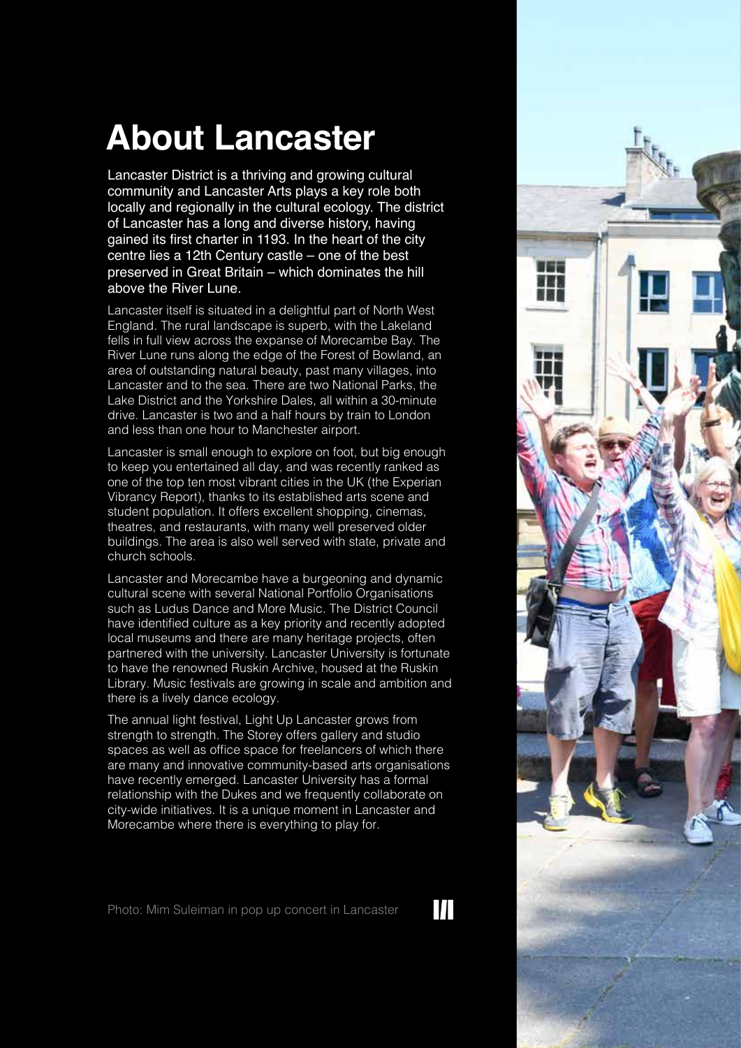# About Lancaster

Lancaster District is a thriving and growing cultural community and Lancaster Arts plays a key role both locally and regionally in the cultural ecology. The district of Lancaster has a long and diverse history, having gained its first charter in 1193. In the heart of the city centre lies a 12th Century castle – one of the best preserved in Great Britain – which dominates the hill above the River Lune.

Lancaster itself is situated in a delightful part of North West England. The rural landscape is superb, with the Lakeland fells in full view across the expanse of Morecambe Bay. The River Lune runs along the edge of the Forest of Bowland, an area of outstanding natural beauty, past many villages, into Lancaster and to the sea. There are two National Parks, the Lake District and the Yorkshire Dales, all within a 30-minute drive. Lancaster is two and a half hours by train to London and less than one hour to Manchester airport.

Lancaster is small enough to explore on foot, but big enough to keep you entertained all day, and was recently ranked as one of the top ten most vibrant cities in the UK (the Experian Vibrancy Report), thanks to its established arts scene and student population. It offers excellent shopping, cinemas, theatres, and restaurants, with many well preserved older buildings. The area is also well served with state, private and church schools.

Lancaster and Morecambe have a burgeoning and dynamic cultural scene with several National Portfolio Organisations such as Ludus Dance and More Music. The District Council have identified culture as a key priority and recently adopted local museums and there are many heritage projects, often partnered with the university. Lancaster University is fortunate to have the renowned Ruskin Archive, housed at the Ruskin Library. Music festivals are growing in scale and ambition and there is a lively dance ecology.

The annual light festival, Light Up Lancaster grows from strength to strength. The Storey offers gallery and studio spaces as well as office space for freelancers of which there are many and innovative community-based arts organisations have recently emerged. Lancaster University has a formal relationship with the Dukes and we frequently collaborate on city-wide initiatives. It is a unique moment in Lancaster and Morecambe where there is everything to play for.

Photo: Mim Suleiman in pop up concert in Lancaster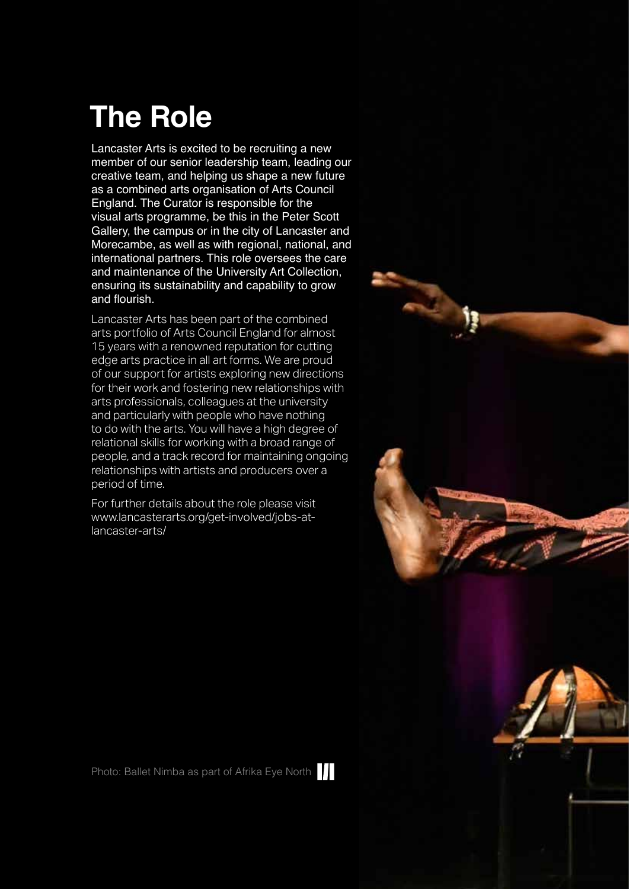# The Role

Lancaster Arts is excited to be recruiting a new member of our senior leadership team, leading our creative team, and helping us shape a new future as a combined arts organisation of Arts Council England. The Curator is responsible for the visual arts programme, be this in the Peter Scott Gallery, the campus or in the city of Lancaster and Morecambe, as well as with regional, national, and international partners. This role oversees the care and maintenance of the University Art Collection, ensuring its sustainability and capability to grow and flourish.

Lancaster Arts has been part of the combined arts portfolio of Arts Council England for almost 15 years with a renowned reputation for cutting edge arts practice in all art forms. We are proud of our support for artists exploring new directions for their work and fostering new relationships with arts professionals, colleagues at the university and particularly with people who have nothing to do with the arts. You will have a high degree of relational skills for working with a broad range of people, and a track record for maintaining ongoing relationships with artists and producers over a period of time.

For further details about the role please visit www.lancasterarts.org/get-involved/jobs-at-lancaster-arts/

Photo: Ballet Nimba as part of Afrika Eye North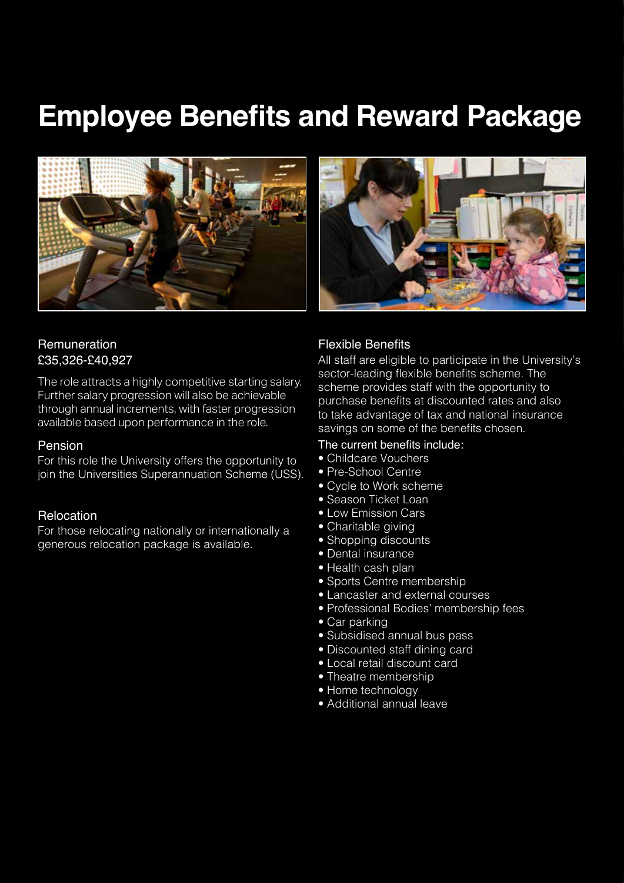# Employee Benefits and Reward Package

## Remuneration

£35,326-£40,927

The role attracts a highly competitive starting salary. Further salary progression will also be achievable through annual increments, with faster progression available based upon performance in the role.

## Pension

For this role the University offers the opportunity to join the Universities Superannuation Scheme (USS).

## Relocation

For those relocating nationally or internationally a generous relocation package is available.

## Flexible Benefits

All staff are eligible to participate in the University's sector-leading flexible benefits scheme. The scheme provides staff with the opportunity to purchase benefits at discounted rates and also to take advantage of tax and national insurance savings on some of the benefits chosen.

The current benefits include:

- Childcare Vouchers
- Pre-School Centre
- Cycle to Work scheme
- Season Ticket Loan
- Low Emission Cars
- Charitable giving
- Shopping discounts
- Dental insurance
- Health cash plan
- Sports Centre membership
- Lancaster and external courses
- Professional Bodies' membership fees
- Car parking
- Subsidised annual bus pass
- Discounted staff dining card
- Local retail discount card
- Theatre membership
- Home technology
- Additional annual leave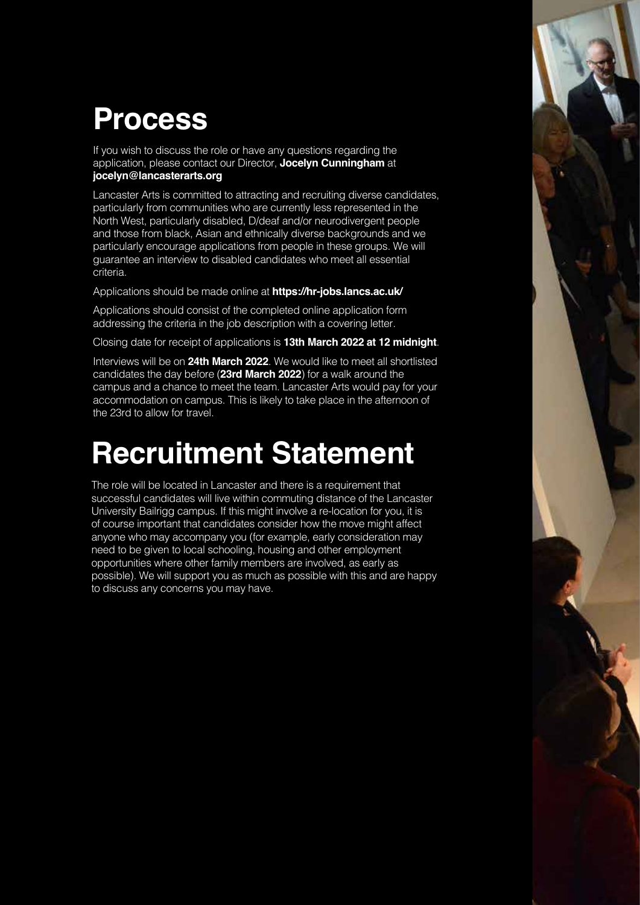# Process

If you wish to discuss the role or have any questions regarding the application, please contact our Director, **Jocelyn Cunningham** at **jocelyn@lancasterarts.org**

Lancaster Arts is committed to attracting and recruiting diverse candidates, particularly from communities who are currently less represented in the North West, particularly disabled, D/deaf and/or neurodivergent people and those from black, Asian and ethnically diverse backgrounds and we particularly encourage applications from people in these groups. We will guarantee an interview to disabled candidates who meet all essential criteria.

Applications should be made online at **https://hr-jobs.lancs.ac.uk/**

Applications should consist of the completed online application form addressing the criteria in the job description with a covering letter.

Closing date for receipt of applications is **13th March 2022 at 12 midnight**.

Interviews will be on **24th March 2022**. We would like to meet all shortlisted candidates the day before (**23rd March 2022**) for a walk around the campus and a chance to meet the team. Lancaster Arts would pay for your accommodation on campus. This is likely to take place in the afternoon of the 23rd to allow for travel.

# Recruitment Statement

The role will be located in Lancaster and there is a requirement that successful candidates will live within commuting distance of the Lancaster University Bailrigg campus. If this might involve a re-location for you, it is of course important that candidates consider how the move might affect anyone who may accompany you (for example, early consideration may need to be given to local schooling, housing and other employment opportunities where other family members are involved, as early as possible). We will support you as much as possible with this and are happy to discuss any concerns you may have.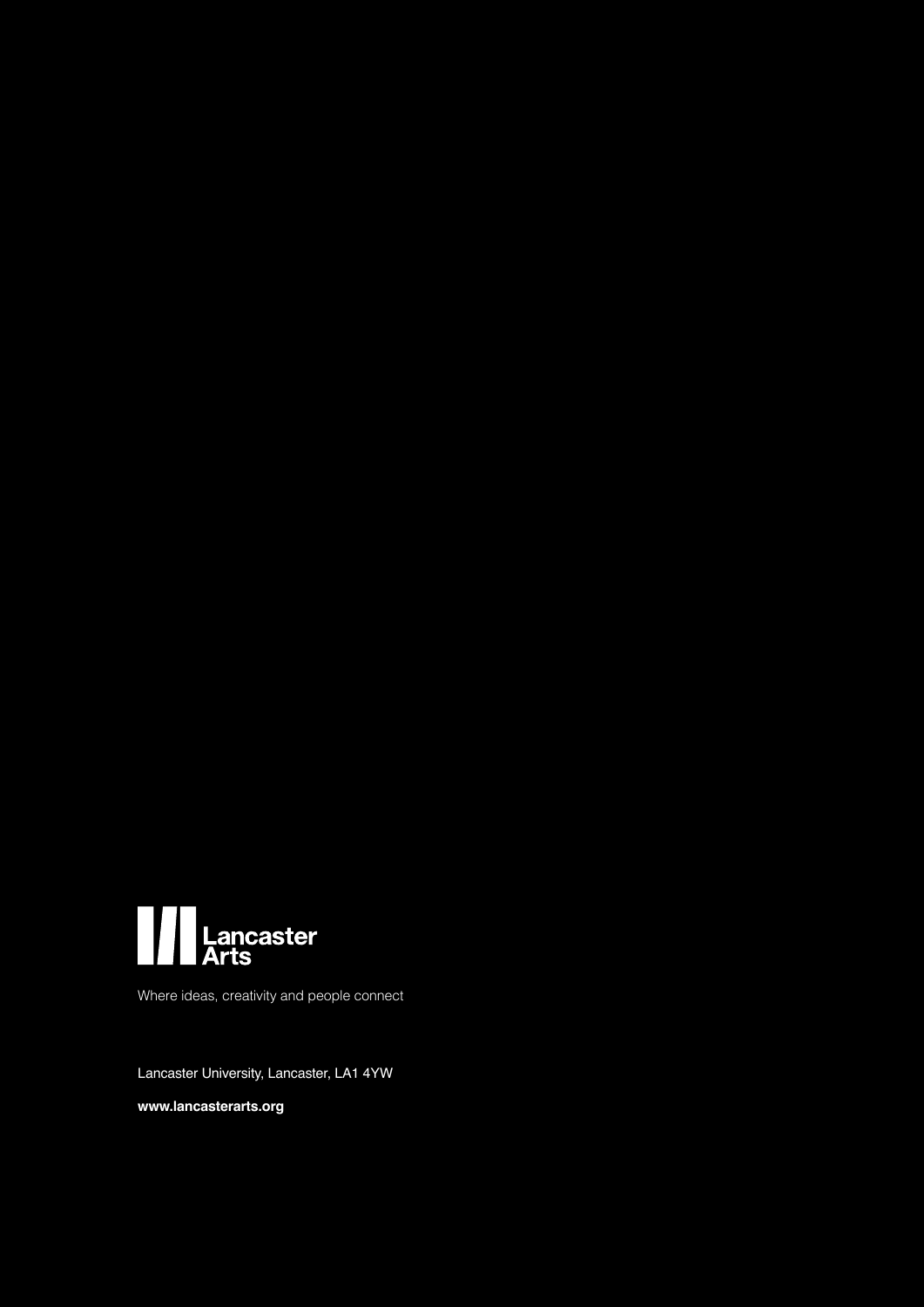Lancaster Arts

Where ideas, creativity and people connect

Lancaster University, Lancaster, LA1 4YW

**www.lancasterarts.org**